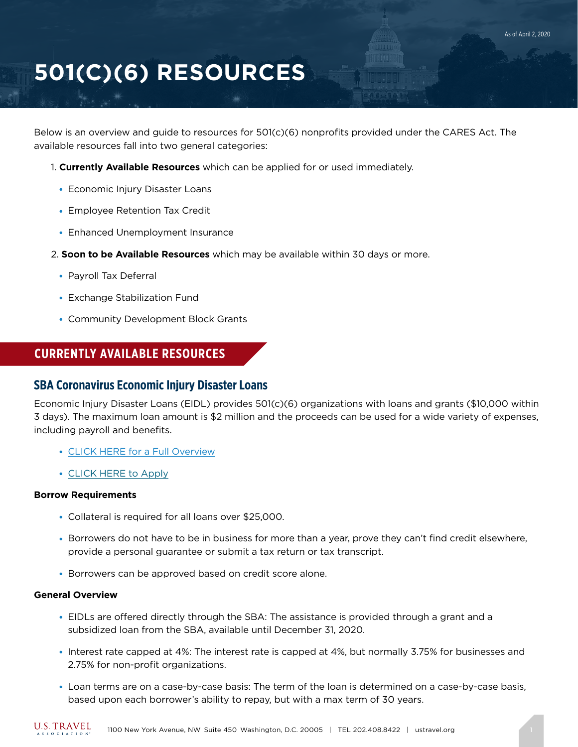As of April 2, 2020

# 501(C)(6) RESOURCES

Below is an overview and guide to resources for 501(c)(6) nonprofits provided under the CARES Act. The available resources fall into two general categories:

1. **Currently Available Resources** which can be applied for or used immediately.
   - Economic Injury Disaster Loans
   - Employee Retention Tax Credit
   - Enhanced Unemployment Insurance
2. **Soon to be Available Resources** which may be available within 30 days or more.
   - Payroll Tax Deferral
   - Exchange Stabilization Fund
   - Community Development Block Grants

## CURRENTLY AVAILABLE RESOURCES

### SBA Coronavirus Economic Injury Disaster Loans

Economic Injury Disaster Loans (EIDL) provides 501(c)(6) organizations with loans and grants ($10,000 within 3 days). The maximum loan amount is $2 million and the proceeds can be used for a wide variety of expenses, including payroll and benefits.

- CLICK HERE for a Full Overview
- CLICK HERE to Apply

**Borrow Requirements**

- Collateral is required for all loans over $25,000.
- Borrowers do not have to be in business for more than a year, prove they can't find credit elsewhere, provide a personal guarantee or submit a tax return or tax transcript.
- Borrowers can be approved based on credit score alone.

**General Overview**

- EIDLs are offered directly through the SBA: The assistance is provided through a grant and a subsidized loan from the SBA, available until December 31, 2020.
- Interest rate capped at 4%: The interest rate is capped at 4%, but normally 3.75% for businesses and 2.75% for non-profit organizations.
- Loan terms are on a case-by-case basis: The term of the loan is determined on a case-by-case basis, based upon each borrower's ability to repay, but with a max term of 30 years.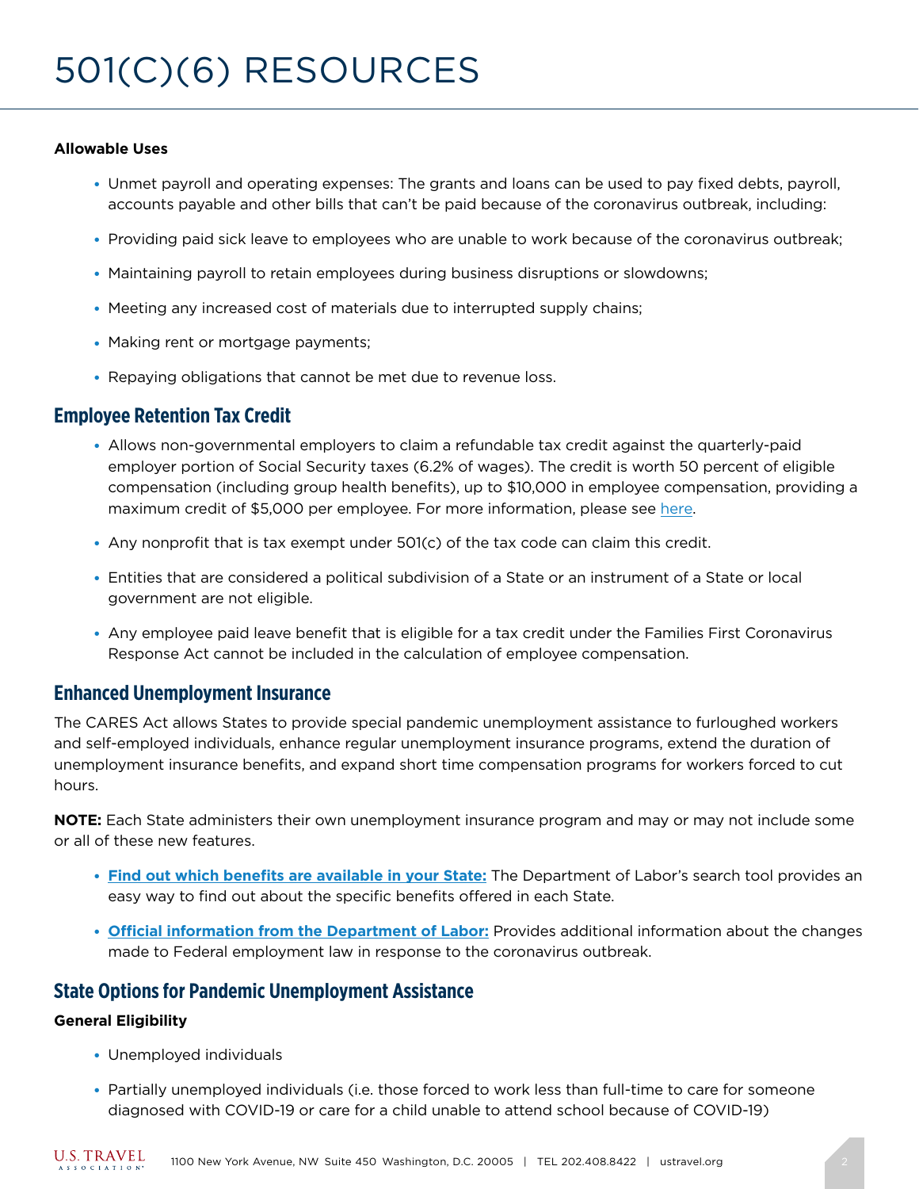# 501(C)(6) RESOURCES

**Allowable Uses**

- Unmet payroll and operating expenses: The grants and loans can be used to pay fixed debts, payroll, accounts payable and other bills that can't be paid because of the coronavirus outbreak, including:
- Providing paid sick leave to employees who are unable to work because of the coronavirus outbreak;
- Maintaining payroll to retain employees during business disruptions or slowdowns;
- Meeting any increased cost of materials due to interrupted supply chains;
- Making rent or mortgage payments;
- Repaying obligations that cannot be met due to revenue loss.

## Employee Retention Tax Credit

- Allows non-governmental employers to claim a refundable tax credit against the quarterly-paid employer portion of Social Security taxes (6.2% of wages). The credit is worth 50 percent of eligible compensation (including group health benefits), up to $10,000 in employee compensation, providing a maximum credit of $5,000 per employee. For more information, please see here.
- Any nonprofit that is tax exempt under 501(c) of the tax code can claim this credit.
- Entities that are considered a political subdivision of a State or an instrument of a State or local government are not eligible.
- Any employee paid leave benefit that is eligible for a tax credit under the Families First Coronavirus Response Act cannot be included in the calculation of employee compensation.

## Enhanced Unemployment Insurance

The CARES Act allows States to provide special pandemic unemployment assistance to furloughed workers and self-employed individuals, enhance regular unemployment insurance programs, extend the duration of unemployment insurance benefits, and expand short time compensation programs for workers forced to cut hours.

**NOTE:** Each State administers their own unemployment insurance program and may or may not include some or all of these new features.

- **Find out which benefits are available in your State:** The Department of Labor's search tool provides an easy way to find out about the specific benefits offered in each State.
- **Official information from the Department of Labor:** Provides additional information about the changes made to Federal employment law in response to the coronavirus outbreak.

## State Options for Pandemic Unemployment Assistance

**General Eligibility**

- Unemployed individuals
- Partially unemployed individuals (i.e. those forced to work less than full-time to care for someone diagnosed with COVID-19 or care for a child unable to attend school because of COVID-19)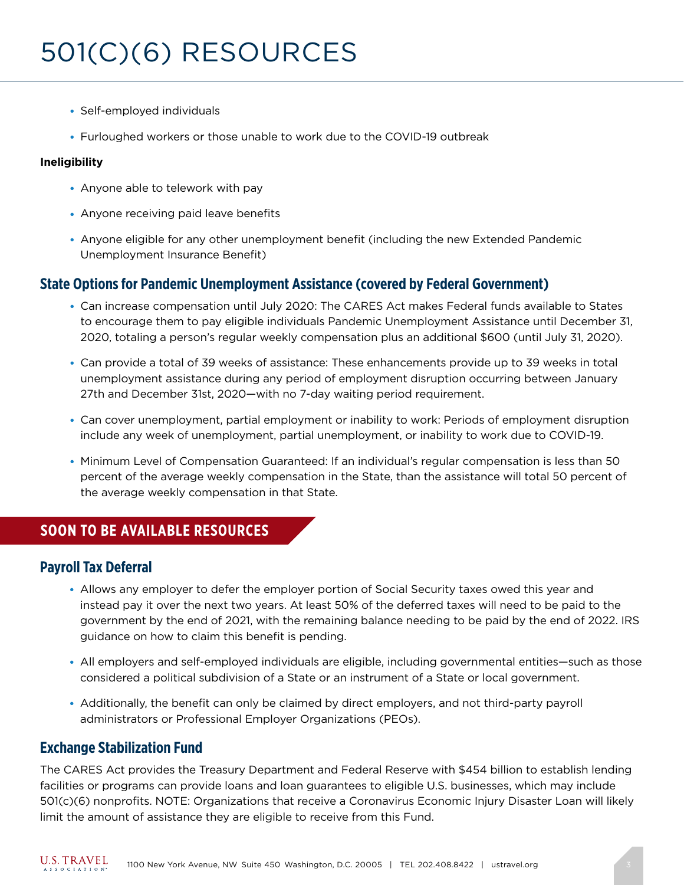# 501(C)(6) RESOURCES

- Self-employed individuals
- Furloughed workers or those unable to work due to the COVID-19 outbreak

**Ineligibility**

- Anyone able to telework with pay
- Anyone receiving paid leave benefits
- Anyone eligible for any other unemployment benefit (including the new Extended Pandemic Unemployment Insurance Benefit)

### State Options for Pandemic Unemployment Assistance (covered by Federal Government)

- Can increase compensation until July 2020: The CARES Act makes Federal funds available to States to encourage them to pay eligible individuals Pandemic Unemployment Assistance until December 31, 2020, totaling a person's regular weekly compensation plus an additional $600 (until July 31, 2020).
- Can provide a total of 39 weeks of assistance: These enhancements provide up to 39 weeks in total unemployment assistance during any period of employment disruption occurring between January 27th and December 31st, 2020—with no 7-day waiting period requirement.
- Can cover unemployment, partial employment or inability to work: Periods of employment disruption include any week of unemployment, partial unemployment, or inability to work due to COVID-19.
- Minimum Level of Compensation Guaranteed: If an individual's regular compensation is less than 50 percent of the average weekly compensation in the State, than the assistance will total 50 percent of the average weekly compensation in that State.

## SOON TO BE AVAILABLE RESOURCES

### Payroll Tax Deferral

- Allows any employer to defer the employer portion of Social Security taxes owed this year and instead pay it over the next two years. At least 50% of the deferred taxes will need to be paid to the government by the end of 2021, with the remaining balance needing to be paid by the end of 2022. IRS guidance on how to claim this benefit is pending.
- All employers and self-employed individuals are eligible, including governmental entities—such as those considered a political subdivision of a State or an instrument of a State or local government.
- Additionally, the benefit can only be claimed by direct employers, and not third-party payroll administrators or Professional Employer Organizations (PEOs).

### Exchange Stabilization Fund

The CARES Act provides the Treasury Department and Federal Reserve with $454 billion to establish lending facilities or programs can provide loans and loan guarantees to eligible U.S. businesses, which may include 501(c)(6) nonprofits. NOTE: Organizations that receive a Coronavirus Economic Injury Disaster Loan will likely limit the amount of assistance they are eligible to receive from this Fund.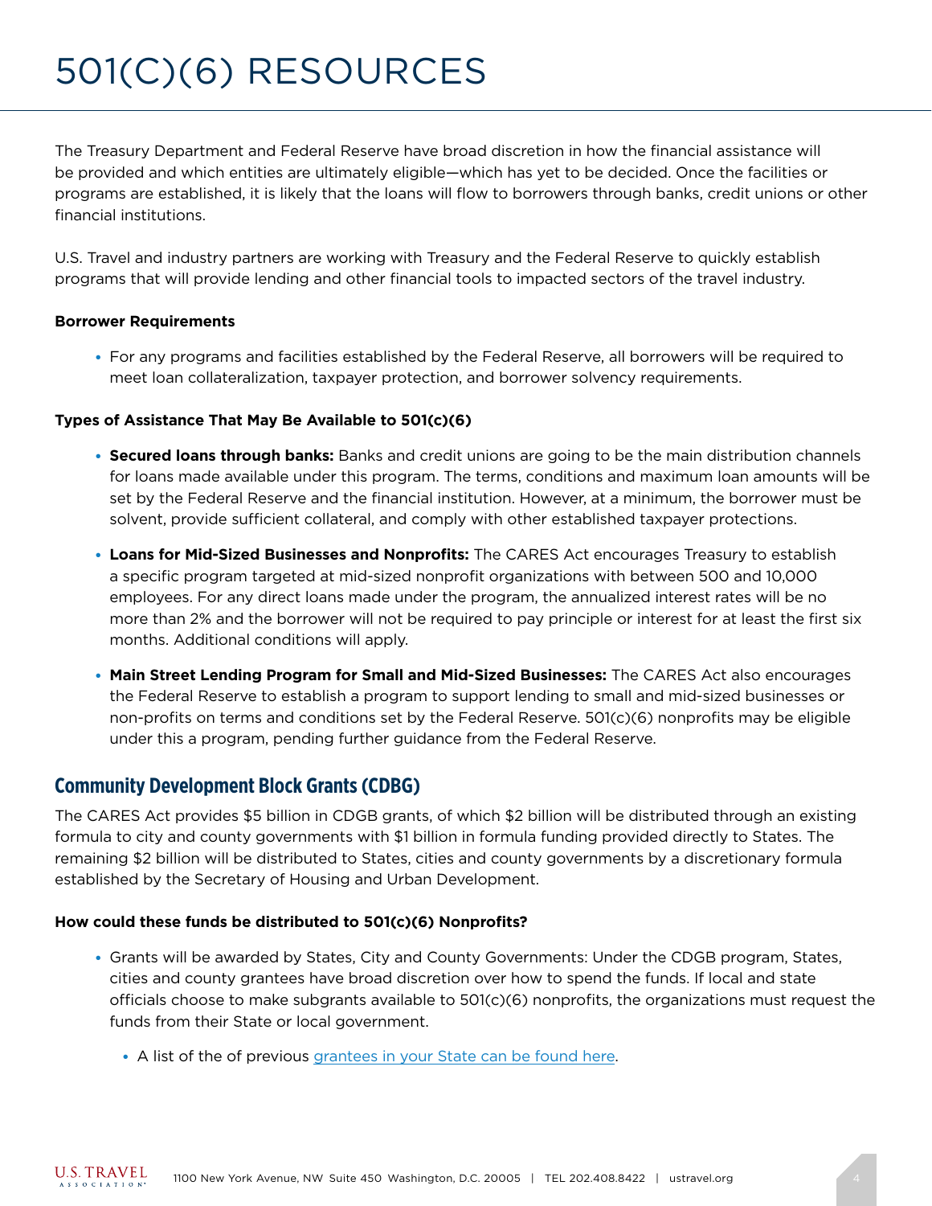# 501(C)(6) RESOURCES

The Treasury Department and Federal Reserve have broad discretion in how the financial assistance will be provided and which entities are ultimately eligible—which has yet to be decided. Once the facilities or programs are established, it is likely that the loans will flow to borrowers through banks, credit unions or other financial institutions.

U.S. Travel and industry partners are working with Treasury and the Federal Reserve to quickly establish programs that will provide lending and other financial tools to impacted sectors of the travel industry.

**Borrower Requirements**

- For any programs and facilities established by the Federal Reserve, all borrowers will be required to meet loan collateralization, taxpayer protection, and borrower solvency requirements.

**Types of Assistance That May Be Available to 501(c)(6)**

- **Secured loans through banks:** Banks and credit unions are going to be the main distribution channels for loans made available under this program. The terms, conditions and maximum loan amounts will be set by the Federal Reserve and the financial institution. However, at a minimum, the borrower must be solvent, provide sufficient collateral, and comply with other established taxpayer protections.
- **Loans for Mid-Sized Businesses and Nonprofits:** The CARES Act encourages Treasury to establish a specific program targeted at mid-sized nonprofit organizations with between 500 and 10,000 employees. For any direct loans made under the program, the annualized interest rates will be no more than 2% and the borrower will not be required to pay principle or interest for at least the first six months. Additional conditions will apply.
- **Main Street Lending Program for Small and Mid-Sized Businesses:** The CARES Act also encourages the Federal Reserve to establish a program to support lending to small and mid-sized businesses or non-profits on terms and conditions set by the Federal Reserve. 501(c)(6) nonprofits may be eligible under this a program, pending further guidance from the Federal Reserve.

## Community Development Block Grants (CDBG)

The CARES Act provides $5 billion in CDGB grants, of which $2 billion will be distributed through an existing formula to city and county governments with $1 billion in formula funding provided directly to States. The remaining $2 billion will be distributed to States, cities and county governments by a discretionary formula established by the Secretary of Housing and Urban Development.

**How could these funds be distributed to 501(c)(6) Nonprofits?**

- Grants will be awarded by States, City and County Governments: Under the CDGB program, States, cities and county grantees have broad discretion over how to spend the funds. If local and state officials choose to make subgrants available to 501(c)(6) nonprofits, the organizations must request the funds from their State or local government.
  - A list of the of previous grantees in your State can be found here.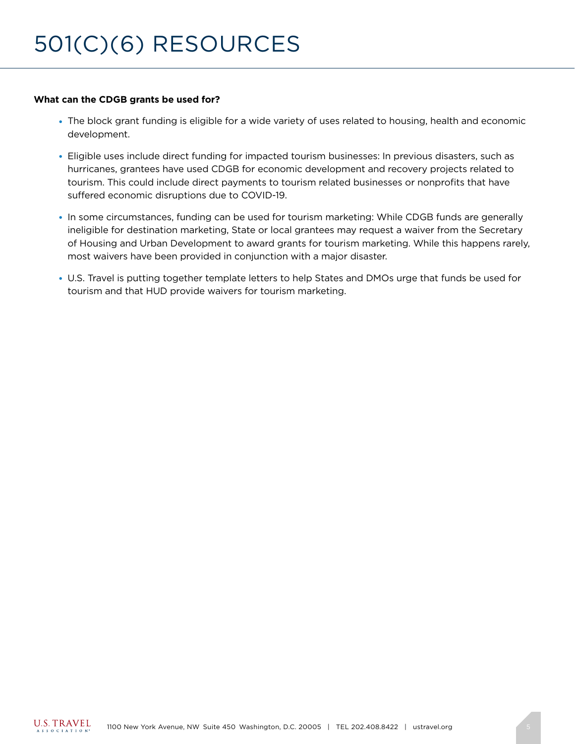# 501(C)(6) RESOURCES

**What can the CDGB grants be used for?**

- The block grant funding is eligible for a wide variety of uses related to housing, health and economic development.
- Eligible uses include direct funding for impacted tourism businesses: In previous disasters, such as hurricanes, grantees have used CDGB for economic development and recovery projects related to tourism. This could include direct payments to tourism related businesses or nonprofits that have suffered economic disruptions due to COVID-19.
- In some circumstances, funding can be used for tourism marketing: While CDGB funds are generally ineligible for destination marketing, State or local grantees may request a waiver from the Secretary of Housing and Urban Development to award grants for tourism marketing. While this happens rarely, most waivers have been provided in conjunction with a major disaster.
- U.S. Travel is putting together template letters to help States and DMOs urge that funds be used for tourism and that HUD provide waivers for tourism marketing.